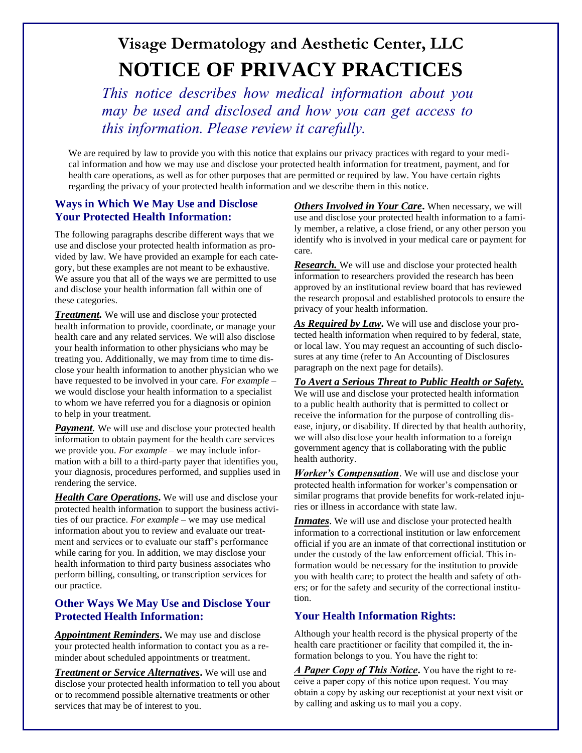# Visage Dermatology and Aesthetic Center, LLC

# NOTICE OF PRIVACY PRACTICES

*This notice describes how medical information about you may be used and disclosed and how you can get access to this information. Please review it carefully.*

We are required by law to provide you with this notice that explains our privacy practices with regard to your medical information and how we may use and disclose your protected health information for treatment, payment, and for health care operations, as well as for other purposes that are permitted or required by law. You have certain rights regarding the privacy of your protected health information and we describe them in this notice.

## Ways in Which We May Use and Disclose Your Protected Health Information:

The following paragraphs describe different ways that we use and disclose your protected health information as provided by law. We have provided an example for each category, but these examples are not meant to be exhaustive. We assure you that all of the ways we are permitted to use and disclose your health information fall within one of these categories.

***Treatment.*** We will use and disclose your protected health information to provide, coordinate, or manage your health care and any related services. We will also disclose your health information to other physicians who may be treating you. Additionally, we may from time to time disclose your health information to another physician who we have requested to be involved in your care. *For example* – we would disclose your health information to a specialist to whom we have referred you for a diagnosis or opinion to help in your treatment.

***Payment.*** We will use and disclose your protected health information to obtain payment for the health care services we provide you. *For example* – we may include information with a bill to a third-party payer that identifies you, your diagnosis, procedures performed, and supplies used in rendering the service.

***Health Care Operations.*** We will use and disclose your protected health information to support the business activities of our practice. *For example* – we may use medical information about you to review and evaluate our treatment and services or to evaluate our staff's performance while caring for you. In addition, we may disclose your health information to third party business associates who perform billing, consulting, or transcription services for our practice.

## Other Ways We May Use and Disclose Your Protected Health Information:

***Appointment Reminders.*** We may use and disclose your protected health information to contact you as a reminder about scheduled appointments or treatment.

***Treatment or Service Alternatives.*** We will use and disclose your protected health information to tell you about or to recommend possible alternative treatments or other services that may be of interest to you.

***Others Involved in Your Care.*** When necessary, we will use and disclose your protected health information to a family member, a relative, a close friend, or any other person you identify who is involved in your medical care or payment for care.

***Research.*** We will use and disclose your protected health information to researchers provided the research has been approved by an institutional review board that has reviewed the research proposal and established protocols to ensure the privacy of your health information.

***As Required by Law.*** We will use and disclose your protected health information when required to by federal, state, or local law. You may request an accounting of such disclosures at any time (refer to An Accounting of Disclosures paragraph on the next page for details).

***To Avert a Serious Threat to Public Health or Safety.*** We will use and disclose your protected health information to a public health authority that is permitted to collect or receive the information for the purpose of controlling disease, injury, or disability. If directed by that health authority, we will also disclose your health information to a foreign government agency that is collaborating with the public health authority.

***Worker's Compensation.*** We will use and disclose your protected health information for worker's compensation or similar programs that provide benefits for work-related injuries or illness in accordance with state law.

***Inmates.*** We will use and disclose your protected health information to a correctional institution or law enforcement official if you are an inmate of that correctional institution or under the custody of the law enforcement official. This information would be necessary for the institution to provide you with health care; to protect the health and safety of others; or for the safety and security of the correctional institution.

## Your Health Information Rights:

Although your health record is the physical property of the health care practitioner or facility that compiled it, the information belongs to you. You have the right to:

***A Paper Copy of This Notice.*** You have the right to receive a paper copy of this notice upon request. You may obtain a copy by asking our receptionist at your next visit or by calling and asking us to mail you a copy.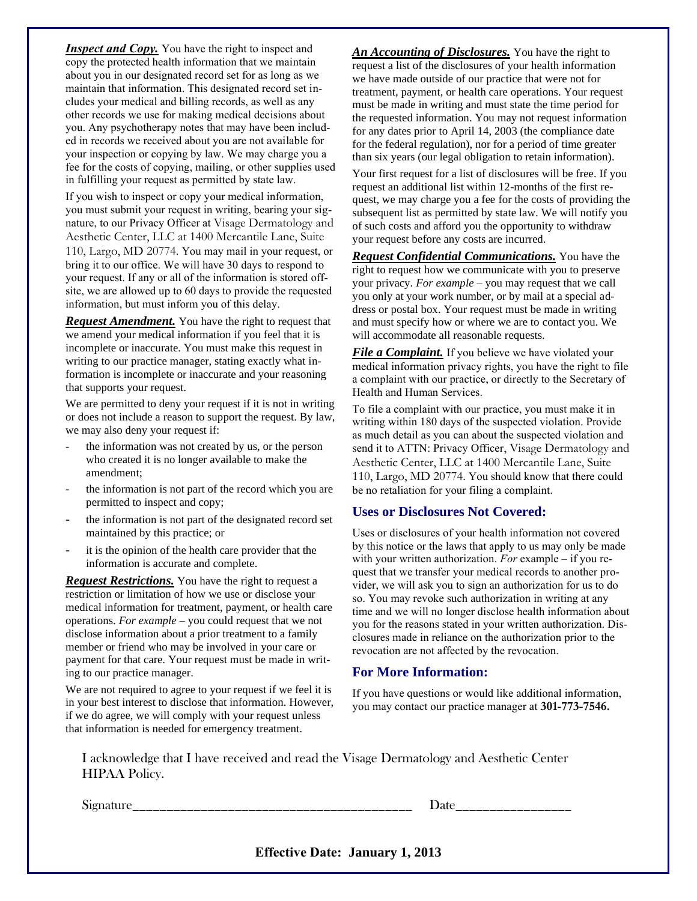***Inspect and Copy.*** You have the right to inspect and copy the protected health information that we maintain about you in our designated record set for as long as we maintain that information. This designated record set includes your medical and billing records, as well as any other records we use for making medical decisions about you. Any psychotherapy notes that may have been included in records we received about you are not available for your inspection or copying by law. We may charge you a fee for the costs of copying, mailing, or other supplies used in fulfilling your request as permitted by state law.

If you wish to inspect or copy your medical information, you must submit your request in writing, bearing your signature, to our Privacy Officer at Visage Dermatology and Aesthetic Center, LLC at 1400 Mercantile Lane, Suite 110, Largo, MD 20774. You may mail in your request, or bring it to our office. We will have 30 days to respond to your request. If any or all of the information is stored offsite, we are allowed up to 60 days to provide the requested information, but must inform you of this delay.

***Request Amendment.*** You have the right to request that we amend your medical information if you feel that it is incomplete or inaccurate. You must make this request in writing to our practice manager, stating exactly what information is incomplete or inaccurate and your reasoning that supports your request.

We are permitted to deny your request if it is not in writing or does not include a reason to support the request. By law, we may also deny your request if:

- the information was not created by us, or the person who created it is no longer available to make the amendment;
- the information is not part of the record which you are permitted to inspect and copy;
- the information is not part of the designated record set maintained by this practice; or
- it is the opinion of the health care provider that the information is accurate and complete.

***Request Restrictions.*** You have the right to request a restriction or limitation of how we use or disclose your medical information for treatment, payment, or health care operations. *For example* – you could request that we not disclose information about a prior treatment to a family member or friend who may be involved in your care or payment for that care. Your request must be made in writing to our practice manager.

We are not required to agree to your request if we feel it is in your best interest to disclose that information. However, if we do agree, we will comply with your request unless that information is needed for emergency treatment.

***An Accounting of Disclosures.*** You have the right to request a list of the disclosures of your health information we have made outside of our practice that were not for treatment, payment, or health care operations. Your request must be made in writing and must state the time period for the requested information. You may not request information for any dates prior to April 14, 2003 (the compliance date for the federal regulation), nor for a period of time greater than six years (our legal obligation to retain information).

Your first request for a list of disclosures will be free. If you request an additional list within 12-months of the first request, we may charge you a fee for the costs of providing the subsequent list as permitted by state law. We will notify you of such costs and afford you the opportunity to withdraw your request before any costs are incurred.

***Request Confidential Communications.*** You have the right to request how we communicate with you to preserve your privacy. *For example* – you may request that we call you only at your work number, or by mail at a special address or postal box. Your request must be made in writing and must specify how or where we are to contact you. We will accommodate all reasonable requests.

***File a Complaint.*** If you believe we have violated your medical information privacy rights, you have the right to file a complaint with our practice, or directly to the Secretary of Health and Human Services.

To file a complaint with our practice, you must make it in writing within 180 days of the suspected violation. Provide as much detail as you can about the suspected violation and send it to ATTN: Privacy Officer, Visage Dermatology and Aesthetic Center, LLC at 1400 Mercantile Lane, Suite 110, Largo, MD 20774. You should know that there could be no retaliation for your filing a complaint.

## Uses or Disclosures Not Covered:

Uses or disclosures of your health information not covered by this notice or the laws that apply to us may only be made with your written authorization. *For* example – if you request that we transfer your medical records to another provider, we will ask you to sign an authorization for us to do so. You may revoke such authorization in writing at any time and we will no longer disclose health information about you for the reasons stated in your written authorization. Disclosures made in reliance on the authorization prior to the revocation are not affected by the revocation.

## For More Information:

If you have questions or would like additional information, you may contact our practice manager at **301-773-7546.**

I acknowledge that I have received and read the Visage Dermatology and Aesthetic Center HIPAA Policy.

Signature_________________________________________ Date_________________

**Effective Date: January 1, 2013**